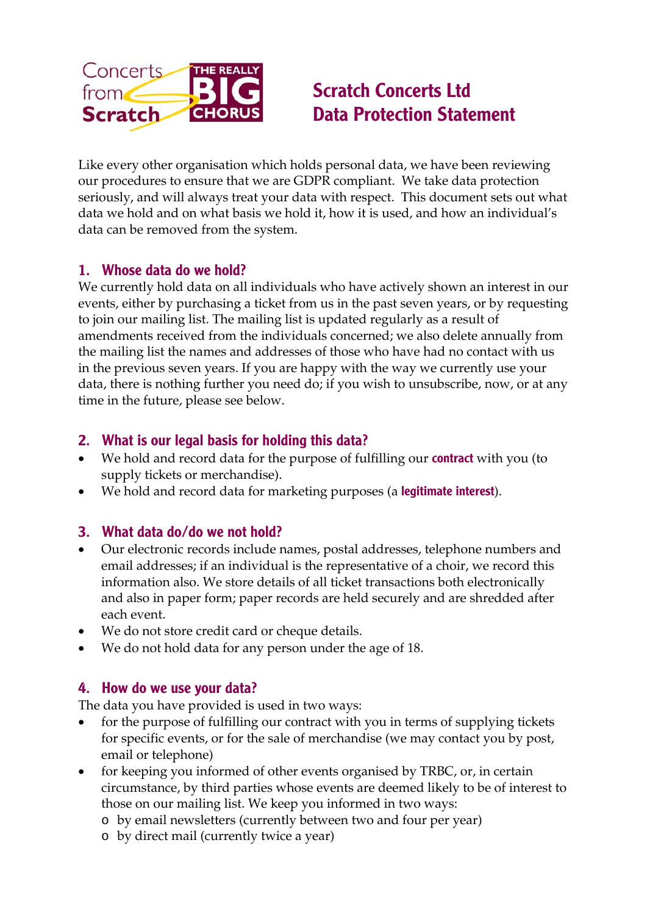Concerts from Scratch — THE REALLY BIG CHORUS

# Scratch Concerts Ltd
# Data Protection Statement

Like every other organisation which holds personal data, we have been reviewing our procedures to ensure that we are GDPR compliant. We take data protection seriously, and will always treat your data with respect. This document sets out what data we hold and on what basis we hold it, how it is used, and how an individual's data can be removed from the system.

## 1. Whose data do we hold?

We currently hold data on all individuals who have actively shown an interest in our events, either by purchasing a ticket from us in the past seven years, or by requesting to join our mailing list. The mailing list is updated regularly as a result of amendments received from the individuals concerned; we also delete annually from the mailing list the names and addresses of those who have had no contact with us in the previous seven years. If you are happy with the way we currently use your data, there is nothing further you need do; if you wish to unsubscribe, now, or at any time in the future, please see below.

## 2. What is our legal basis for holding this data?

- We hold and record data for the purpose of fulfilling our **contract** with you (to supply tickets or merchandise).
- We hold and record data for marketing purposes (a **legitimate interest**).

## 3. What data do/do we not hold?

- Our electronic records include names, postal addresses, telephone numbers and email addresses; if an individual is the representative of a choir, we record this information also. We store details of all ticket transactions both electronically and also in paper form; paper records are held securely and are shredded after each event.
- We do not store credit card or cheque details.
- We do not hold data for any person under the age of 18.

## 4. How do we use your data?

The data you have provided is used in two ways:

- for the purpose of fulfilling our contract with you in terms of supplying tickets for specific events, or for the sale of merchandise (we may contact you by post, email or telephone)
- for keeping you informed of other events organised by TRBC, or, in certain circumstance, by third parties whose events are deemed likely to be of interest to those on our mailing list. We keep you informed in two ways:
  - by email newsletters (currently between two and four per year)
  - by direct mail (currently twice a year)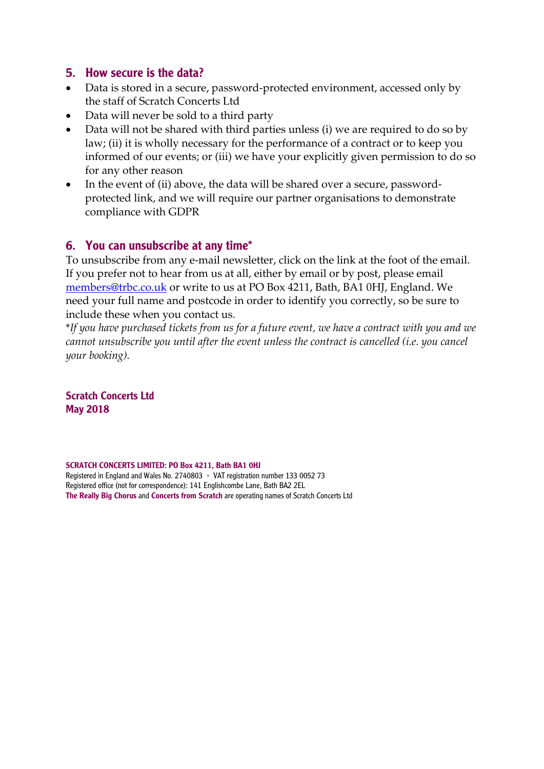## 5. How secure is the data?

- Data is stored in a secure, password-protected environment, accessed only by the staff of Scratch Concerts Ltd
- Data will never be sold to a third party
- Data will not be shared with third parties unless (i) we are required to do so by law; (ii) it is wholly necessary for the performance of a contract or to keep you informed of our events; or (iii) we have your explicitly given permission to do so for any other reason
- In the event of (ii) above, the data will be shared over a secure, password-protected link, and we will require our partner organisations to demonstrate compliance with GDPR

## 6. You can unsubscribe at any time*

To unsubscribe from any e-mail newsletter, click on the link at the foot of the email. If you prefer not to hear from us at all, either by email or by post, please email [members@trbc.co.uk](mailto:members@trbc.co.uk) or write to us at PO Box 4211, Bath, BA1 0HJ, England. We need your full name and postcode in order to identify you correctly, so be sure to include these when you contact us.

**If you have purchased tickets from us for a future event, we have a contract with you and we cannot unsubscribe you until after the event unless the contract is cancelled (i.e. you cancel your booking).*

**Scratch Concerts Ltd**
**May 2018**

**SCRATCH CONCERTS LIMITED: PO Box 4211, Bath BA1 0HJ**
Registered in England and Wales No. 2740803 ◦ VAT registration number 133 0052 73
Registered office (not for correspondence): 141 Englishcombe Lane, Bath BA2 2EL
**The Really Big Chorus** and **Concerts from Scratch** are operating names of Scratch Concerts Ltd